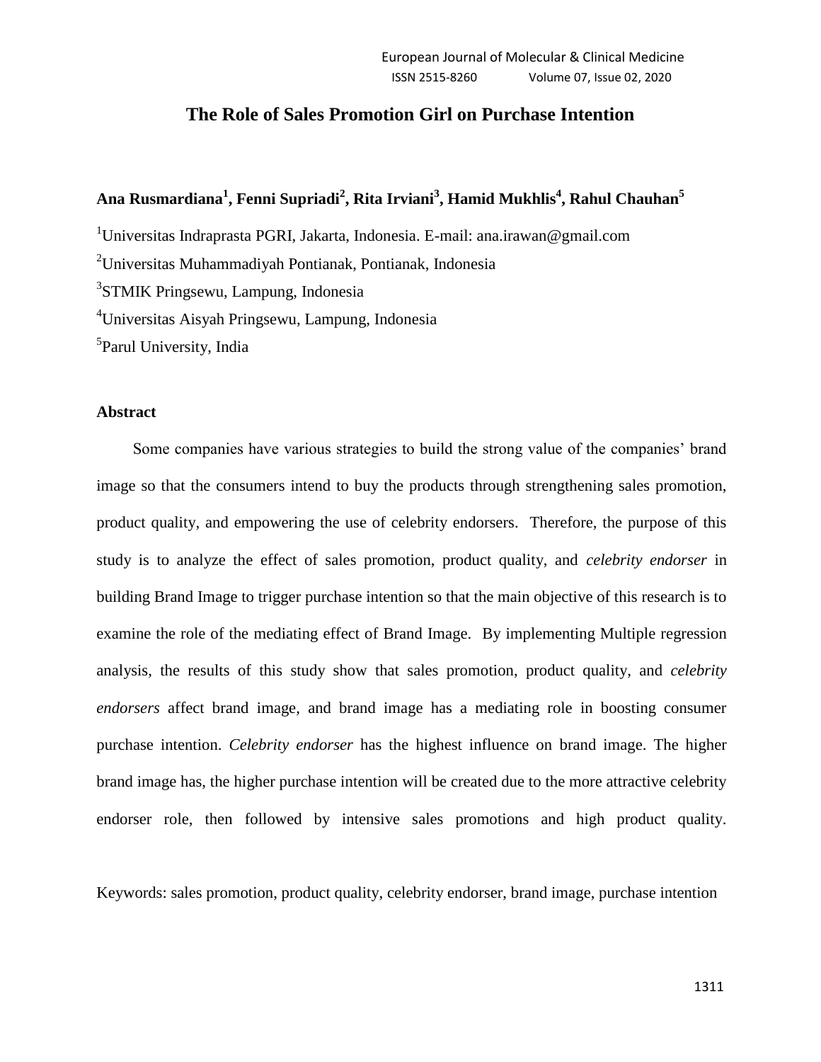# The Role of Sales Promotion Girl on Purchase Intention

**Ana Rusmardiana[1], Fenni Supriadi[2], Rita Irviani[3], Hamid Mukhlis[4], Rahul Chauhan[5]**

[1]Universitas Indraprasta PGRI, Jakarta, Indonesia. E-mail: ana.irawan@gmail.com

[2]Universitas Muhammadiyah Pontianak, Pontianak, Indonesia

[3]STMIK Pringsewu, Lampung, Indonesia

[4]Universitas Aisyah Pringsewu, Lampung, Indonesia

[5]Parul University, India

## Abstract

Some companies have various strategies to build the strong value of the companies' brand image so that the consumers intend to buy the products through strengthening sales promotion, product quality, and empowering the use of celebrity endorsers. Therefore, the purpose of this study is to analyze the effect of sales promotion, product quality, and *celebrity endorser* in building Brand Image to trigger purchase intention so that the main objective of this research is to examine the role of the mediating effect of Brand Image. By implementing Multiple regression analysis, the results of this study show that sales promotion, product quality, and *celebrity endorsers* affect brand image, and brand image has a mediating role in boosting consumer purchase intention. *Celebrity endorser* has the highest influence on brand image. The higher brand image has, the higher purchase intention will be created due to the more attractive celebrity endorser role, then followed by intensive sales promotions and high product quality.

Keywords: sales promotion, product quality, celebrity endorser, brand image, purchase intention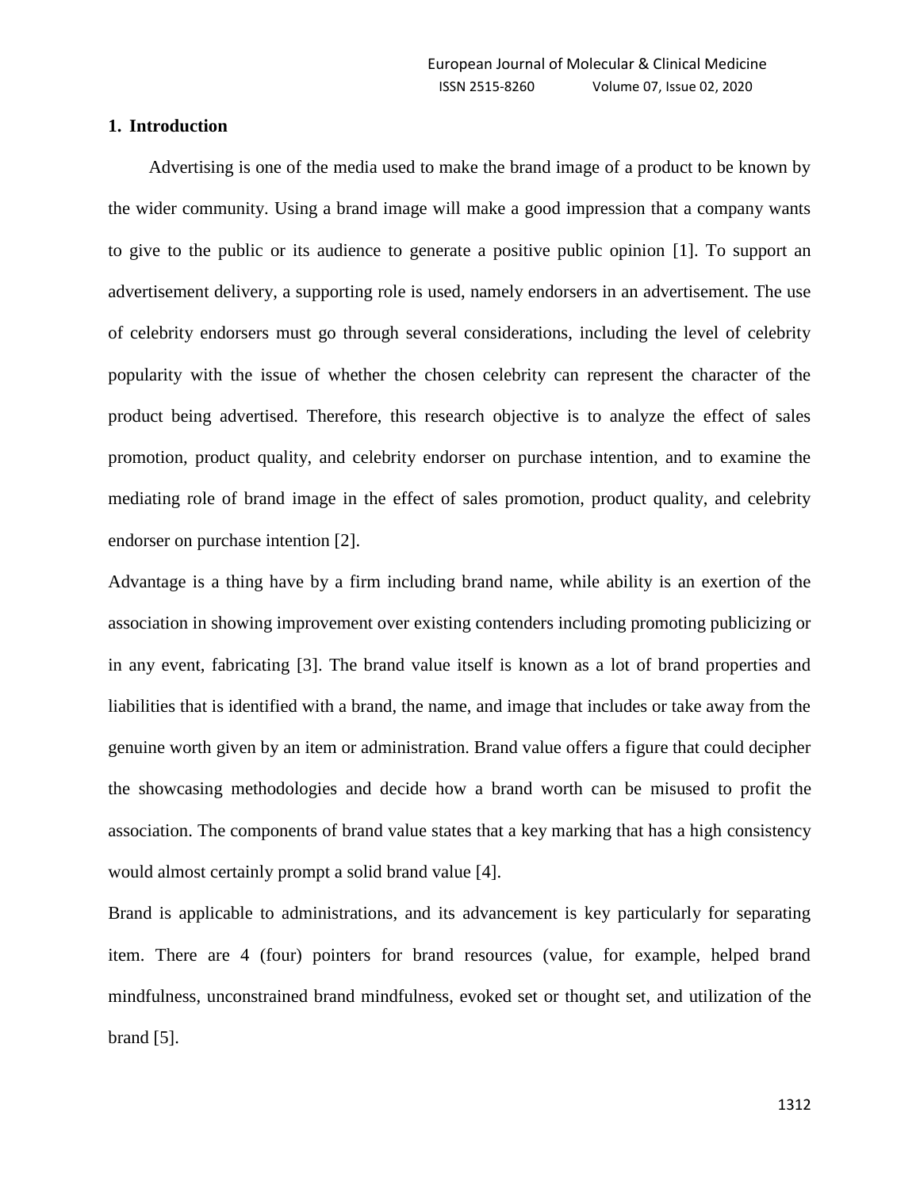## 1. Introduction

Advertising is one of the media used to make the brand image of a product to be known by the wider community. Using a brand image will make a good impression that a company wants to give to the public or its audience to generate a positive public opinion [1]. To support an advertisement delivery, a supporting role is used, namely endorsers in an advertisement. The use of celebrity endorsers must go through several considerations, including the level of celebrity popularity with the issue of whether the chosen celebrity can represent the character of the product being advertised. Therefore, this research objective is to analyze the effect of sales promotion, product quality, and celebrity endorser on purchase intention, and to examine the mediating role of brand image in the effect of sales promotion, product quality, and celebrity endorser on purchase intention [2].

Advantage is a thing have by a firm including brand name, while ability is an exertion of the association in showing improvement over existing contenders including promoting publicizing or in any event, fabricating [3]. The brand value itself is known as a lot of brand properties and liabilities that is identified with a brand, the name, and image that includes or take away from the genuine worth given by an item or administration. Brand value offers a figure that could decipher the showcasing methodologies and decide how a brand worth can be misused to profit the association. The components of brand value states that a key marking that has a high consistency would almost certainly prompt a solid brand value [4].

Brand is applicable to administrations, and its advancement is key particularly for separating item. There are 4 (four) pointers for brand resources (value, for example, helped brand mindfulness, unconstrained brand mindfulness, evoked set or thought set, and utilization of the brand [5].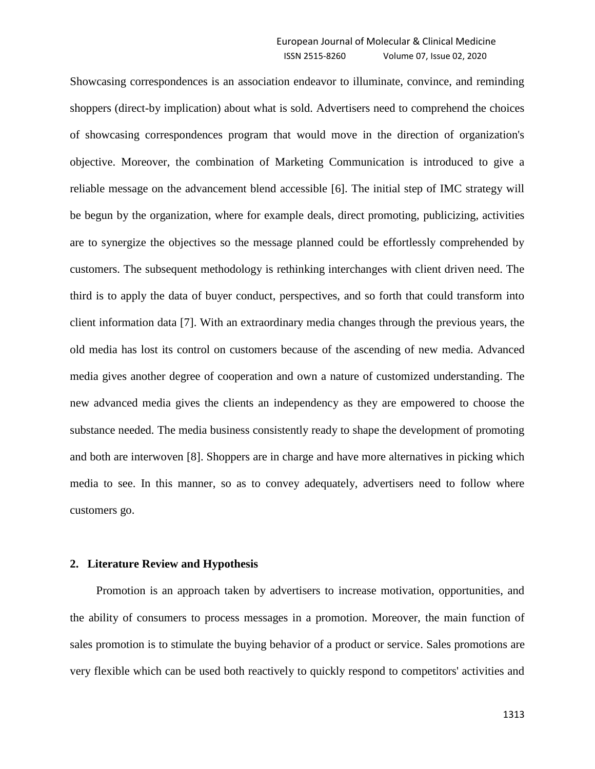Showcasing correspondences is an association endeavor to illuminate, convince, and reminding shoppers (direct-by implication) about what is sold. Advertisers need to comprehend the choices of showcasing correspondences program that would move in the direction of organization's objective. Moreover, the combination of Marketing Communication is introduced to give a reliable message on the advancement blend accessible [6]. The initial step of IMC strategy will be begun by the organization, where for example deals, direct promoting, publicizing, activities are to synergize the objectives so the message planned could be effortlessly comprehended by customers. The subsequent methodology is rethinking interchanges with client driven need. The third is to apply the data of buyer conduct, perspectives, and so forth that could transform into client information data [7]. With an extraordinary media changes through the previous years, the old media has lost its control on customers because of the ascending of new media. Advanced media gives another degree of cooperation and own a nature of customized understanding. The new advanced media gives the clients an independency as they are empowered to choose the substance needed. The media business consistently ready to shape the development of promoting and both are interwoven [8]. Shoppers are in charge and have more alternatives in picking which media to see. In this manner, so as to convey adequately, advertisers need to follow where customers go.

## 2. Literature Review and Hypothesis

Promotion is an approach taken by advertisers to increase motivation, opportunities, and the ability of consumers to process messages in a promotion. Moreover, the main function of sales promotion is to stimulate the buying behavior of a product or service. Sales promotions are very flexible which can be used both reactively to quickly respond to competitors' activities and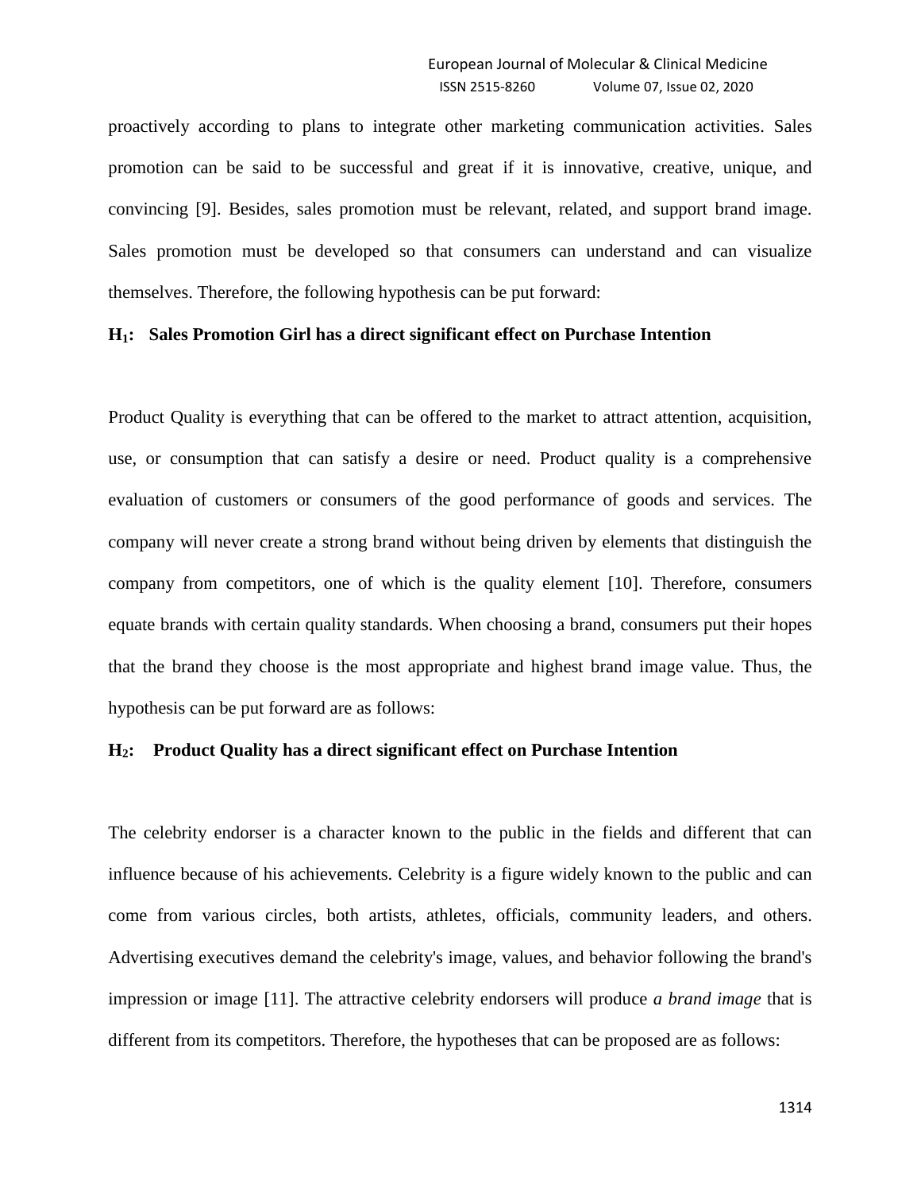proactively according to plans to integrate other marketing communication activities. Sales promotion can be said to be successful and great if it is innovative, creative, unique, and convincing [9]. Besides, sales promotion must be relevant, related, and support brand image. Sales promotion must be developed so that consumers can understand and can visualize themselves. Therefore, the following hypothesis can be put forward:

**$H_1$: Sales Promotion Girl has a direct significant effect on Purchase Intention**

Product Quality is everything that can be offered to the market to attract attention, acquisition, use, or consumption that can satisfy a desire or need. Product quality is a comprehensive evaluation of customers or consumers of the good performance of goods and services. The company will never create a strong brand without being driven by elements that distinguish the company from competitors, one of which is the quality element [10]. Therefore, consumers equate brands with certain quality standards. When choosing a brand, consumers put their hopes that the brand they choose is the most appropriate and highest brand image value. Thus, the hypothesis can be put forward are as follows:

**$H_2$: Product Quality has a direct significant effect on Purchase Intention**

The celebrity endorser is a character known to the public in the fields and different that can influence because of his achievements. Celebrity is a figure widely known to the public and can come from various circles, both artists, athletes, officials, community leaders, and others. Advertising executives demand the celebrity's image, values, and behavior following the brand's impression or image [11]. The attractive celebrity endorsers will produce *a brand image* that is different from its competitors. Therefore, the hypotheses that can be proposed are as follows: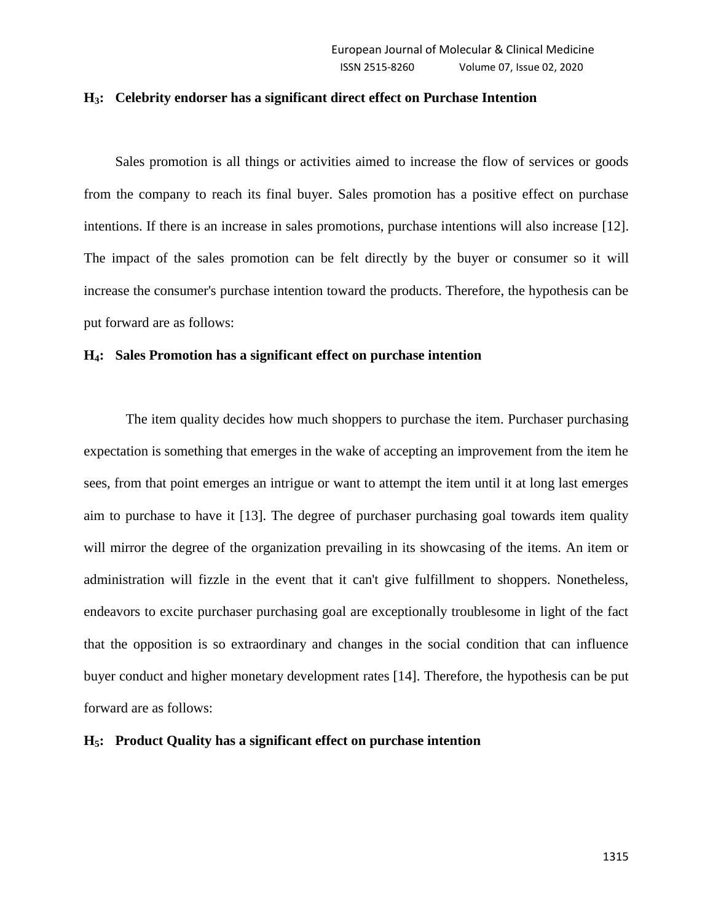**$H_3$: Celebrity endorser has a significant direct effect on Purchase Intention**

Sales promotion is all things or activities aimed to increase the flow of services or goods from the company to reach its final buyer. Sales promotion has a positive effect on purchase intentions. If there is an increase in sales promotions, purchase intentions will also increase [12]. The impact of the sales promotion can be felt directly by the buyer or consumer so it will increase the consumer's purchase intention toward the products. Therefore, the hypothesis can be put forward are as follows:

**$H_4$: Sales Promotion has a significant effect on purchase intention**

The item quality decides how much shoppers to purchase the item. Purchaser purchasing expectation is something that emerges in the wake of accepting an improvement from the item he sees, from that point emerges an intrigue or want to attempt the item until it at long last emerges aim to purchase to have it [13]. The degree of purchaser purchasing goal towards item quality will mirror the degree of the organization prevailing in its showcasing of the items. An item or administration will fizzle in the event that it can't give fulfillment to shoppers. Nonetheless, endeavors to excite purchaser purchasing goal are exceptionally troublesome in light of the fact that the opposition is so extraordinary and changes in the social condition that can influence buyer conduct and higher monetary development rates [14]. Therefore, the hypothesis can be put forward are as follows:

**$H_5$: Product Quality has a significant effect on purchase intention**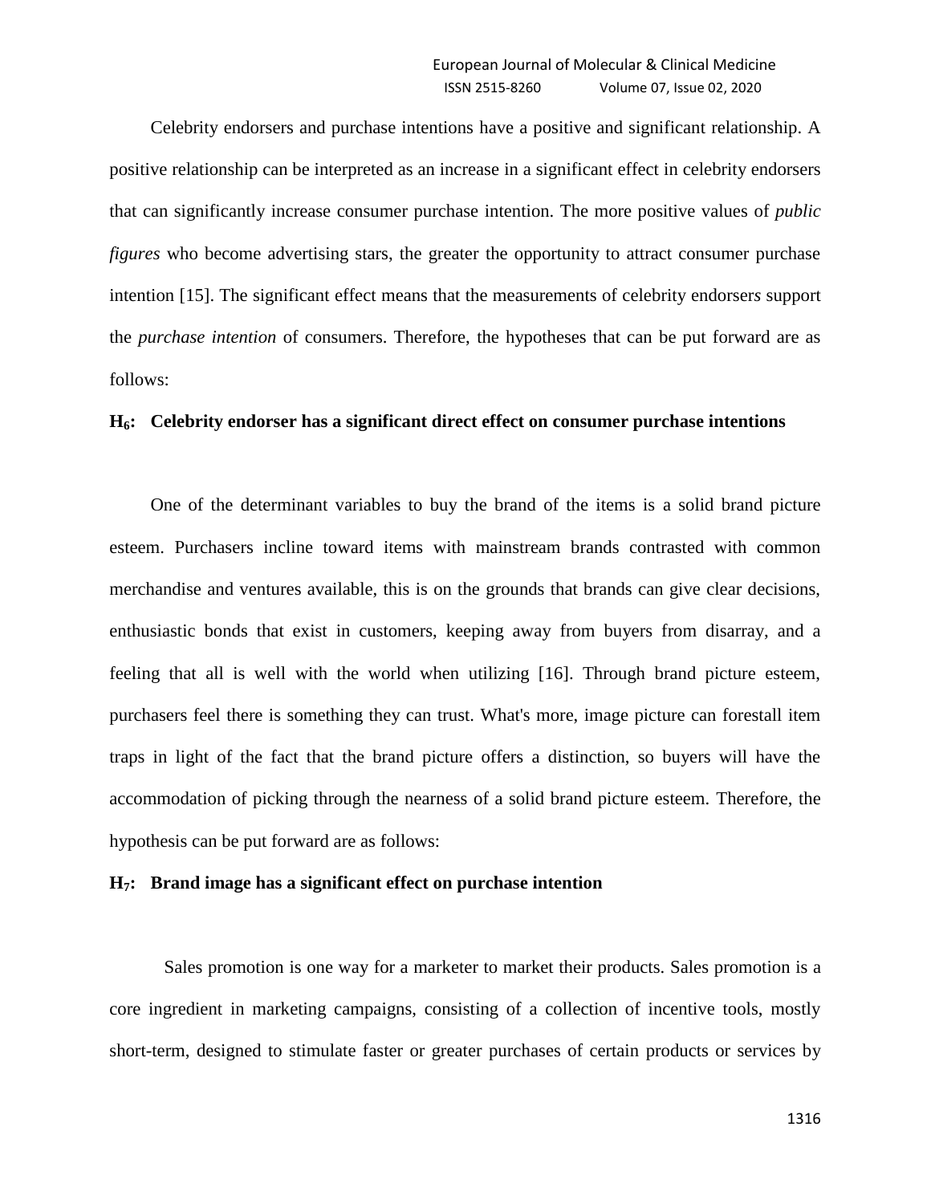Celebrity endorsers and purchase intentions have a positive and significant relationship. A positive relationship can be interpreted as an increase in a significant effect in celebrity endorsers that can significantly increase consumer purchase intention. The more positive values of *public figures* who become advertising stars, the greater the opportunity to attract consumer purchase intention [15]. The significant effect means that the measurements of celebrity endorser*s* support the *purchase intention* of consumers. Therefore, the hypotheses that can be put forward are as follows:

**$H_6$: Celebrity endorser has a significant direct effect on consumer purchase intentions**

One of the determinant variables to buy the brand of the items is a solid brand picture esteem. Purchasers incline toward items with mainstream brands contrasted with common merchandise and ventures available, this is on the grounds that brands can give clear decisions, enthusiastic bonds that exist in customers, keeping away from buyers from disarray, and a feeling that all is well with the world when utilizing [16]. Through brand picture esteem, purchasers feel there is something they can trust. What's more, image picture can forestall item traps in light of the fact that the brand picture offers a distinction, so buyers will have the accommodation of picking through the nearness of a solid brand picture esteem. Therefore, the hypothesis can be put forward are as follows:

**$H_7$: Brand image has a significant effect on purchase intention**

Sales promotion is one way for a marketer to market their products. Sales promotion is a core ingredient in marketing campaigns, consisting of a collection of incentive tools, mostly short-term, designed to stimulate faster or greater purchases of certain products or services by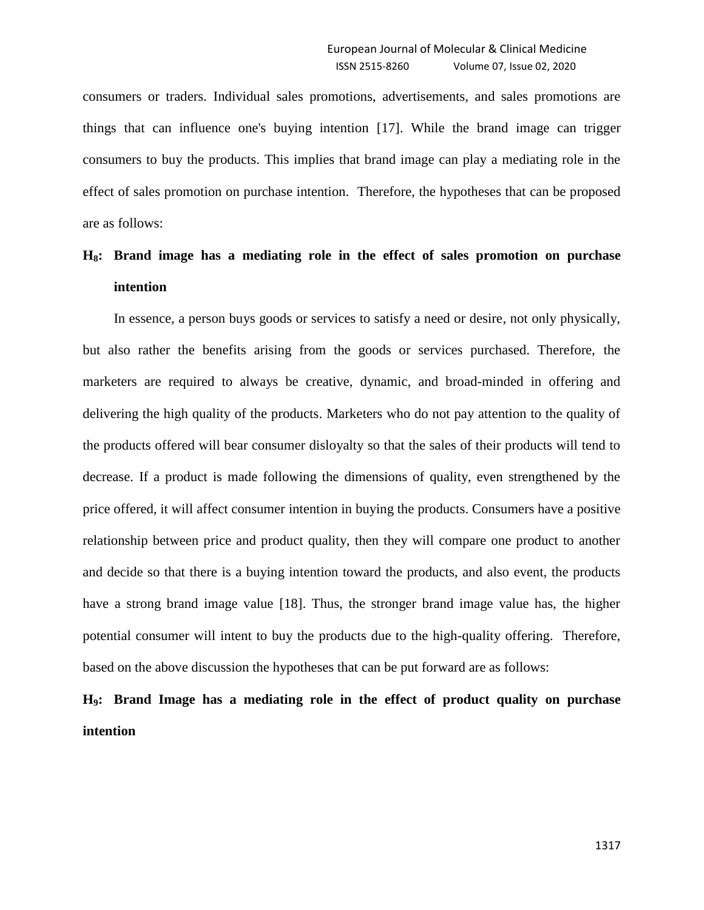consumers or traders. Individual sales promotions, advertisements, and sales promotions are things that can influence one's buying intention [17]. While the brand image can trigger consumers to buy the products. This implies that brand image can play a mediating role in the effect of sales promotion on purchase intention. Therefore, the hypotheses that can be proposed are as follows:

**$H_8$: Brand image has a mediating role in the effect of sales promotion on purchase intention**

In essence, a person buys goods or services to satisfy a need or desire, not only physically, but also rather the benefits arising from the goods or services purchased. Therefore, the marketers are required to always be creative, dynamic, and broad-minded in offering and delivering the high quality of the products. Marketers who do not pay attention to the quality of the products offered will bear consumer disloyalty so that the sales of their products will tend to decrease. If a product is made following the dimensions of quality, even strengthened by the price offered, it will affect consumer intention in buying the products. Consumers have a positive relationship between price and product quality, then they will compare one product to another and decide so that there is a buying intention toward the products, and also event, the products have a strong brand image value [18]. Thus, the stronger brand image value has, the higher potential consumer will intent to buy the products due to the high-quality offering. Therefore, based on the above discussion the hypotheses that can be put forward are as follows:

**$H_9$: Brand Image has a mediating role in the effect of product quality on purchase intention**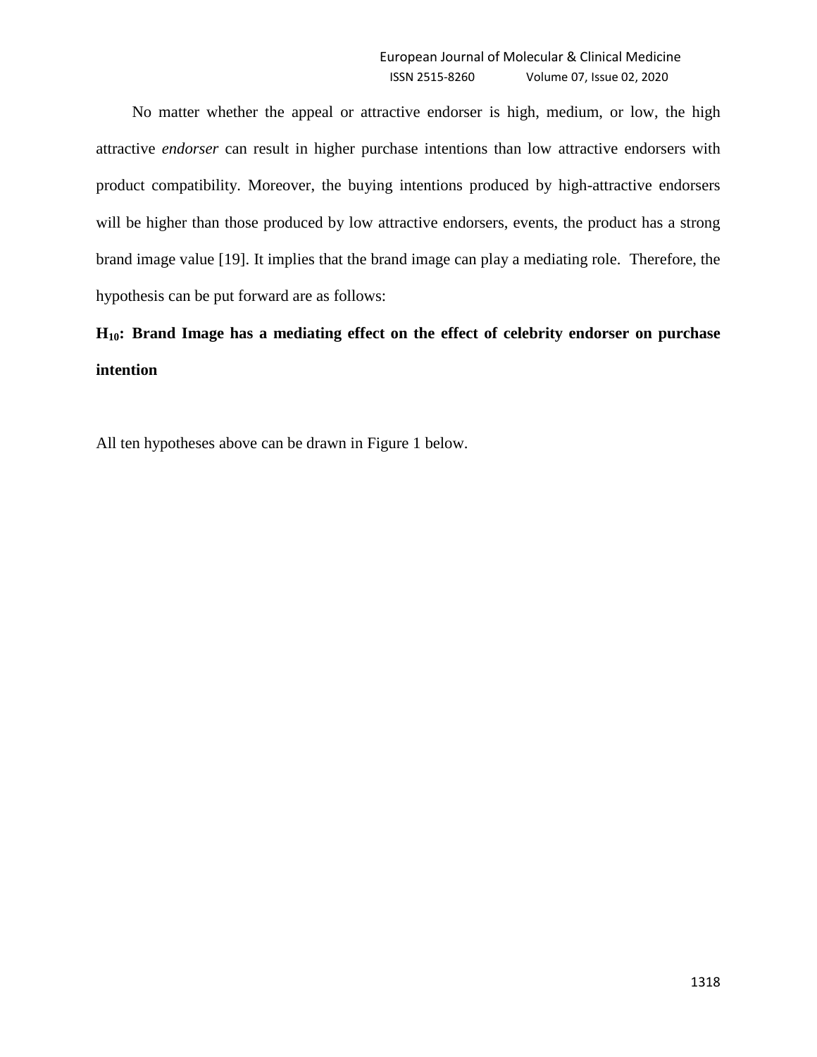No matter whether the appeal or attractive endorser is high, medium, or low, the high attractive *endorser* can result in higher purchase intentions than low attractive endorsers with product compatibility. Moreover, the buying intentions produced by high-attractive endorsers will be higher than those produced by low attractive endorsers, events, the product has a strong brand image value [19]. It implies that the brand image can play a mediating role. Therefore, the hypothesis can be put forward are as follows:

**$H_{10}$: Brand Image has a mediating effect on the effect of celebrity endorser on purchase intention**

All ten hypotheses above can be drawn in Figure 1 below.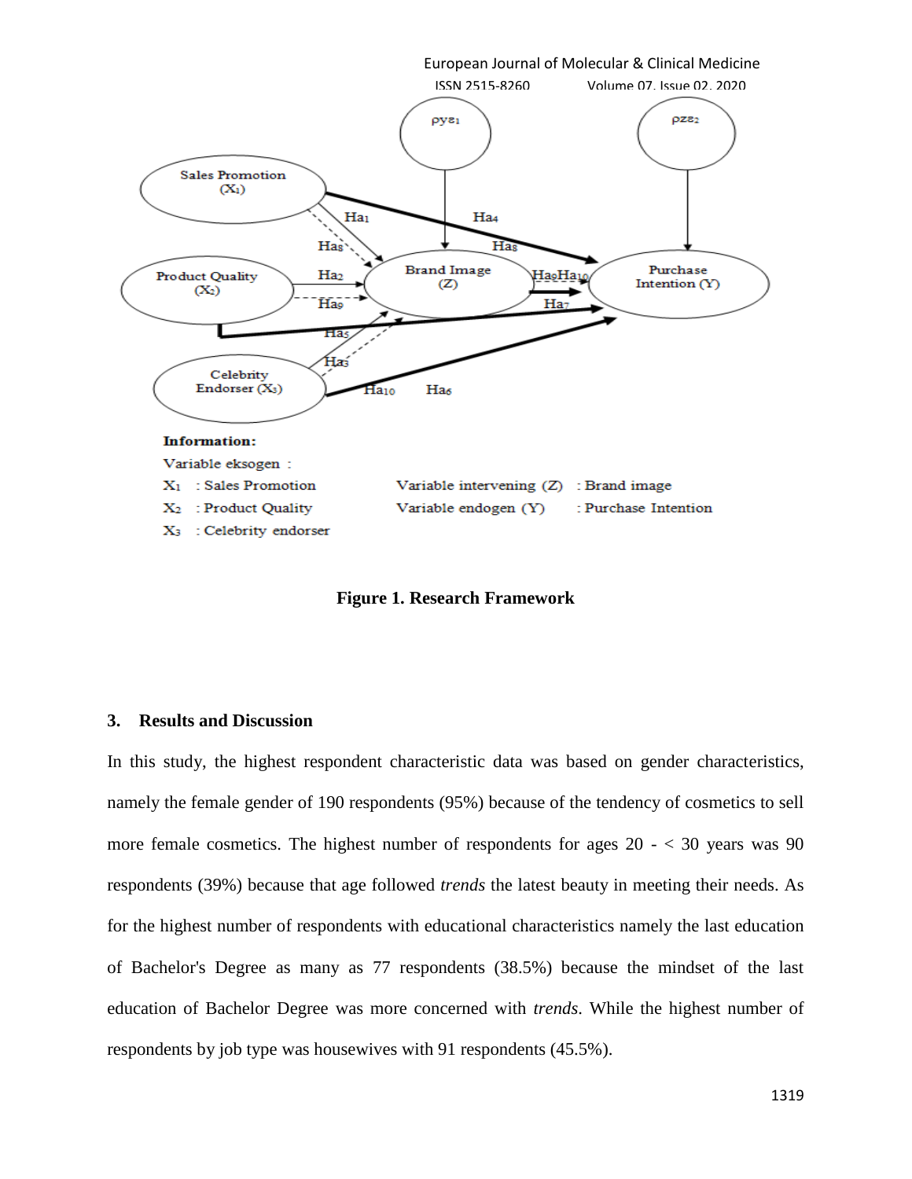**Figure 1. Research Framework**

## 3. Results and Discussion

In this study, the highest respondent characteristic data was based on gender characteristics, namely the female gender of 190 respondents (95%) because of the tendency of cosmetics to sell more female cosmetics. The highest number of respondents for ages 20 - < 30 years was 90 respondents (39%) because that age followed *trends* the latest beauty in meeting their needs. As for the highest number of respondents with educational characteristics namely the last education of Bachelor's Degree as many as 77 respondents (38.5%) because the mindset of the last education of Bachelor Degree was more concerned with *trends*. While the highest number of respondents by job type was housewives with 91 respondents (45.5%).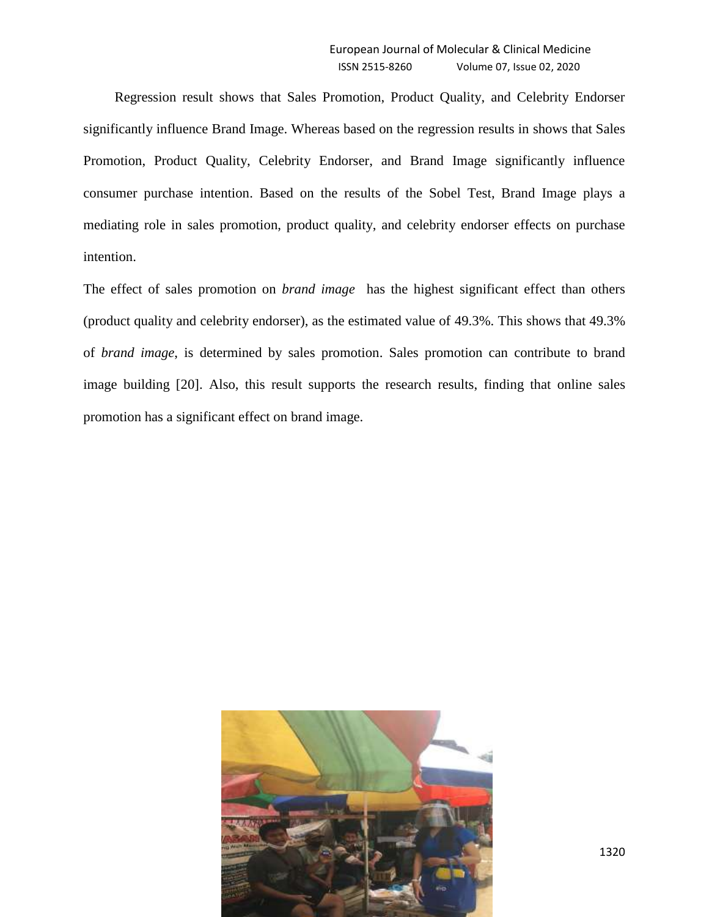Regression result shows that Sales Promotion, Product Quality, and Celebrity Endorser significantly influence Brand Image. Whereas based on the regression results in shows that Sales Promotion, Product Quality, Celebrity Endorser, and Brand Image significantly influence consumer purchase intention. Based on the results of the Sobel Test, Brand Image plays a mediating role in sales promotion, product quality, and celebrity endorser effects on purchase intention.

The effect of sales promotion on *brand image* has the highest significant effect than others (product quality and celebrity endorser), as the estimated value of 49.3%. This shows that 49.3% of *brand image*, is determined by sales promotion. Sales promotion can contribute to brand image building [20]. Also, this result supports the research results, finding that online sales promotion has a significant effect on brand image.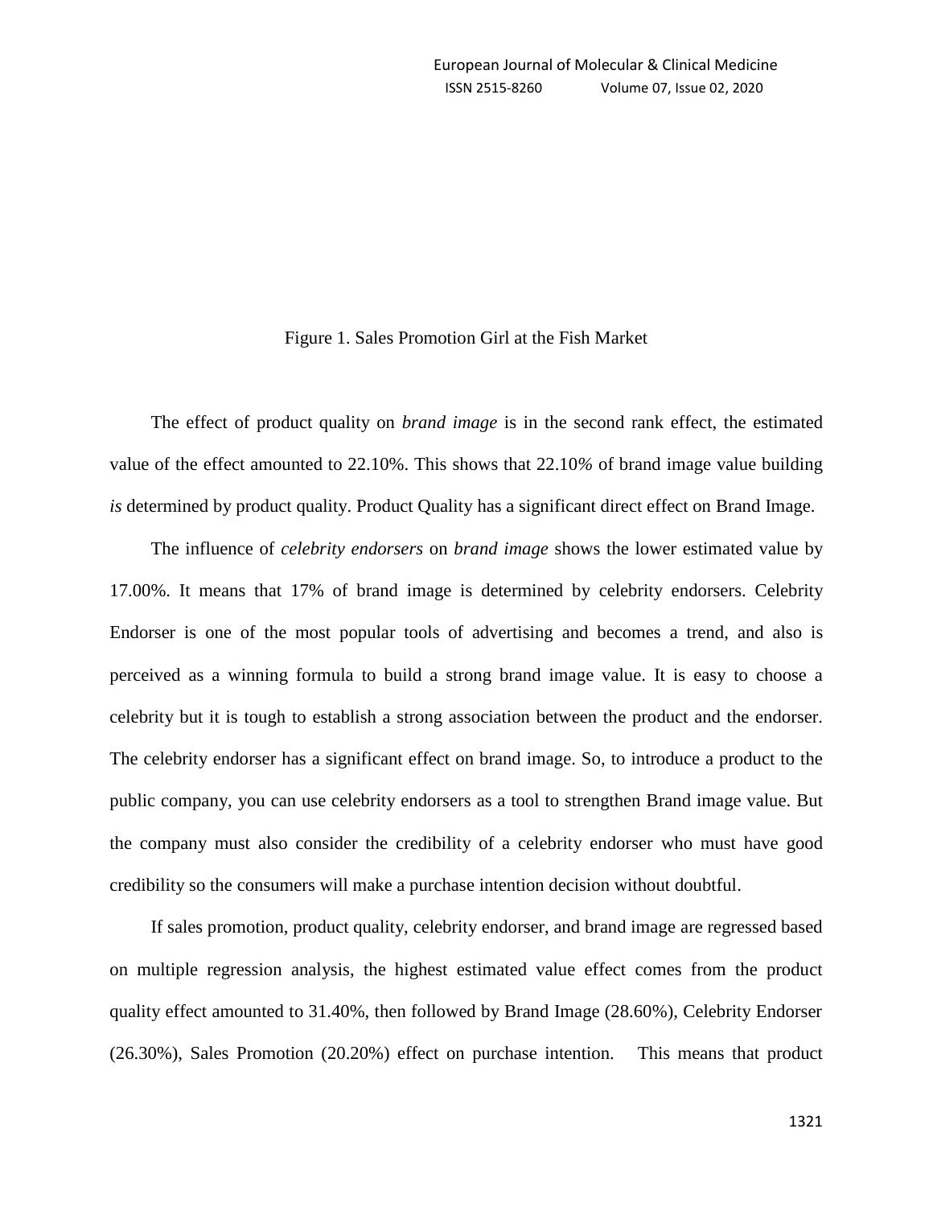Figure 1. Sales Promotion Girl at the Fish Market

The effect of product quality on *brand image* is in the second rank effect, the estimated value of the effect amounted to 22.10%. This shows that 22.10% of brand image value building *is* determined by product quality. Product Quality has a significant direct effect on Brand Image.

The influence of *celebrity endorsers* on *brand image* shows the lower estimated value by 17.00%. It means that 17% of brand image is determined by celebrity endorsers. Celebrity Endorser is one of the most popular tools of advertising and becomes a trend, and also is perceived as a winning formula to build a strong brand image value. It is easy to choose a celebrity but it is tough to establish a strong association between the product and the endorser. The celebrity endorser has a significant effect on brand image. So, to introduce a product to the public company, you can use celebrity endorsers as a tool to strengthen Brand image value. But the company must also consider the credibility of a celebrity endorser who must have good credibility so the consumers will make a purchase intention decision without doubtful.

If sales promotion, product quality, celebrity endorser, and brand image are regressed based on multiple regression analysis, the highest estimated value effect comes from the product quality effect amounted to 31.40%, then followed by Brand Image (28.60%), Celebrity Endorser (26.30%), Sales Promotion (20.20%) effect on purchase intention. This means that product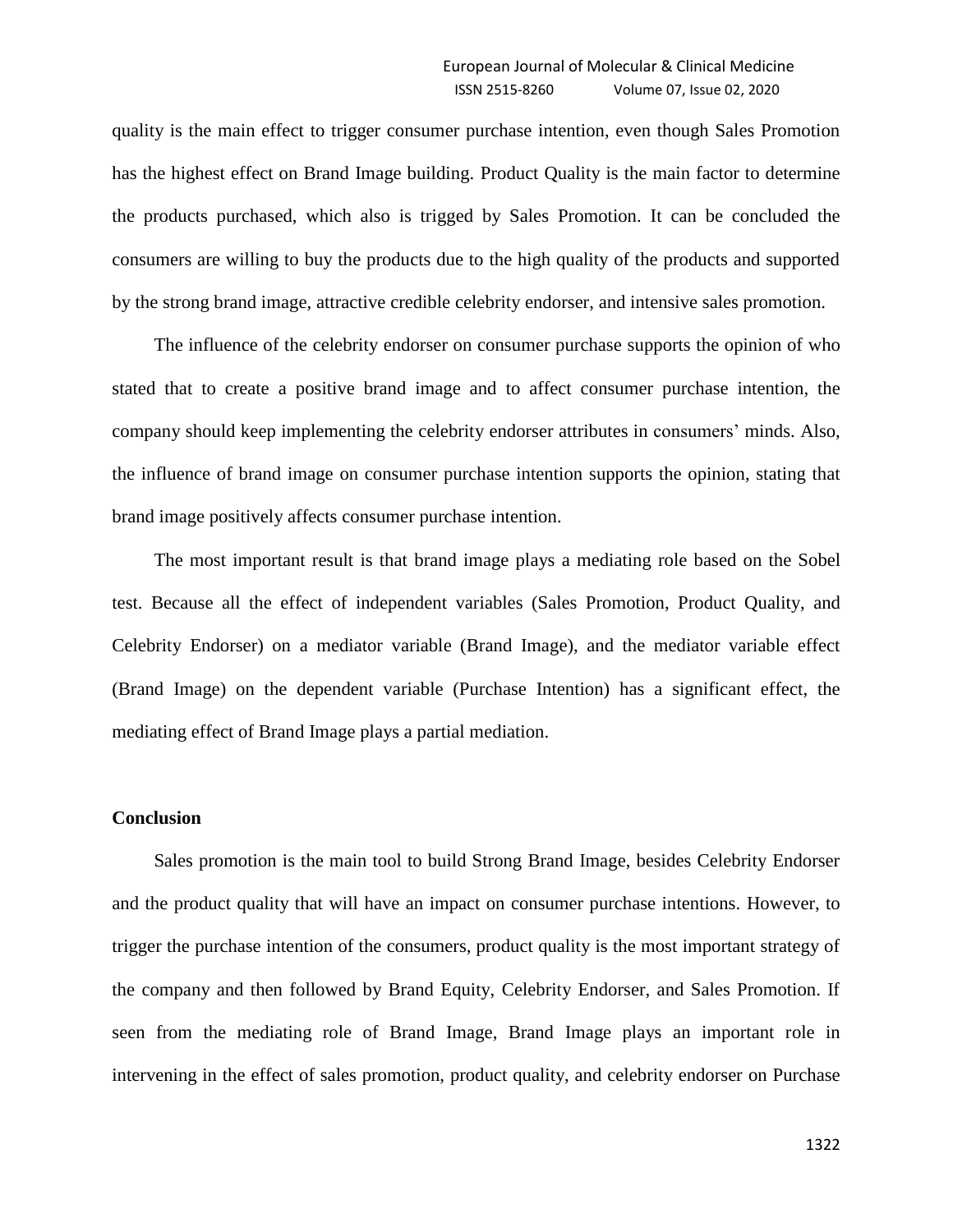quality is the main effect to trigger consumer purchase intention, even though Sales Promotion has the highest effect on Brand Image building. Product Quality is the main factor to determine the products purchased, which also is trigged by Sales Promotion. It can be concluded the consumers are willing to buy the products due to the high quality of the products and supported by the strong brand image, attractive credible celebrity endorser, and intensive sales promotion.

The influence of the celebrity endorser on consumer purchase supports the opinion of who stated that to create a positive brand image and to affect consumer purchase intention, the company should keep implementing the celebrity endorser attributes in consumers' minds. Also, the influence of brand image on consumer purchase intention supports the opinion, stating that brand image positively affects consumer purchase intention.

The most important result is that brand image plays a mediating role based on the Sobel test. Because all the effect of independent variables (Sales Promotion, Product Quality, and Celebrity Endorser) on a mediator variable (Brand Image), and the mediator variable effect (Brand Image) on the dependent variable (Purchase Intention) has a significant effect, the mediating effect of Brand Image plays a partial mediation.

## Conclusion

Sales promotion is the main tool to build Strong Brand Image, besides Celebrity Endorser and the product quality that will have an impact on consumer purchase intentions. However, to trigger the purchase intention of the consumers, product quality is the most important strategy of the company and then followed by Brand Equity, Celebrity Endorser, and Sales Promotion. If seen from the mediating role of Brand Image, Brand Image plays an important role in intervening in the effect of sales promotion, product quality, and celebrity endorser on Purchase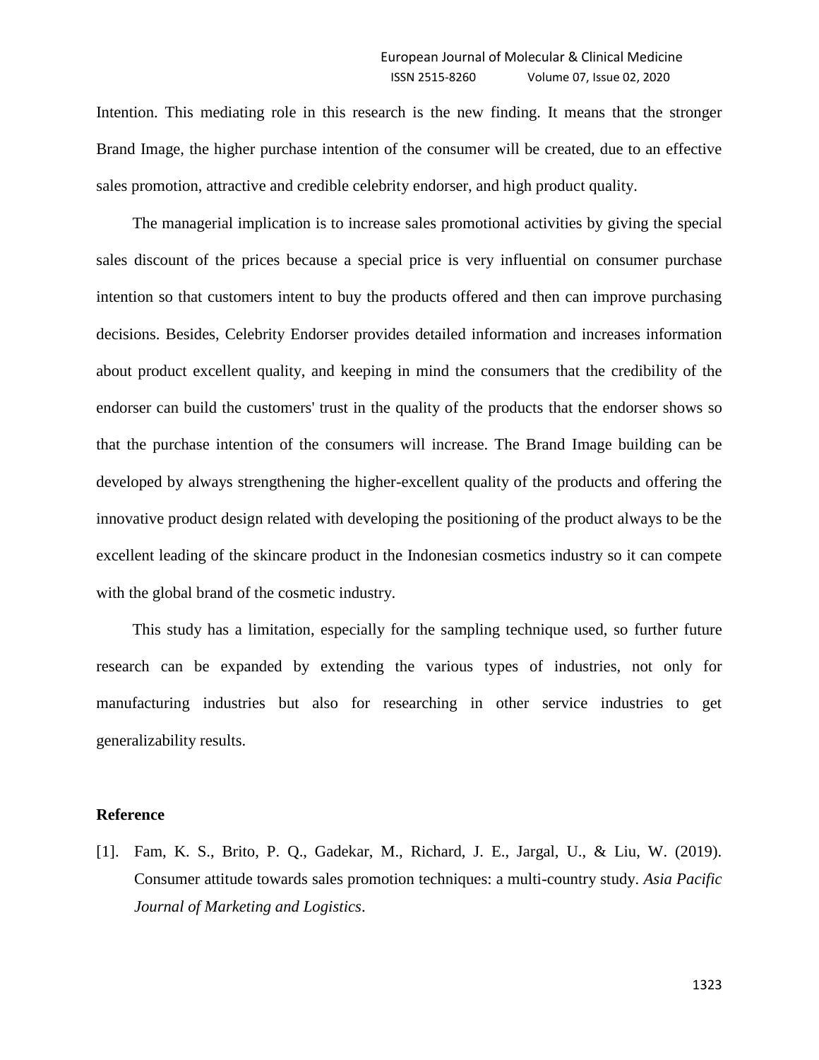Intention. This mediating role in this research is the new finding. It means that the stronger Brand Image, the higher purchase intention of the consumer will be created, due to an effective sales promotion, attractive and credible celebrity endorser, and high product quality.

The managerial implication is to increase sales promotional activities by giving the special sales discount of the prices because a special price is very influential on consumer purchase intention so that customers intent to buy the products offered and then can improve purchasing decisions. Besides, Celebrity Endorser provides detailed information and increases information about product excellent quality, and keeping in mind the consumers that the credibility of the endorser can build the customers' trust in the quality of the products that the endorser shows so that the purchase intention of the consumers will increase. The Brand Image building can be developed by always strengthening the higher-excellent quality of the products and offering the innovative product design related with developing the positioning of the product always to be the excellent leading of the skincare product in the Indonesian cosmetics industry so it can compete with the global brand of the cosmetic industry.

This study has a limitation, especially for the sampling technique used, so further future research can be expanded by extending the various types of industries, not only for manufacturing industries but also for researching in other service industries to get generalizability results.

**Reference**

[1]. Fam, K. S., Brito, P. Q., Gadekar, M., Richard, J. E., Jargal, U., & Liu, W. (2019). Consumer attitude towards sales promotion techniques: a multi-country study. *Asia Pacific Journal of Marketing and Logistics*.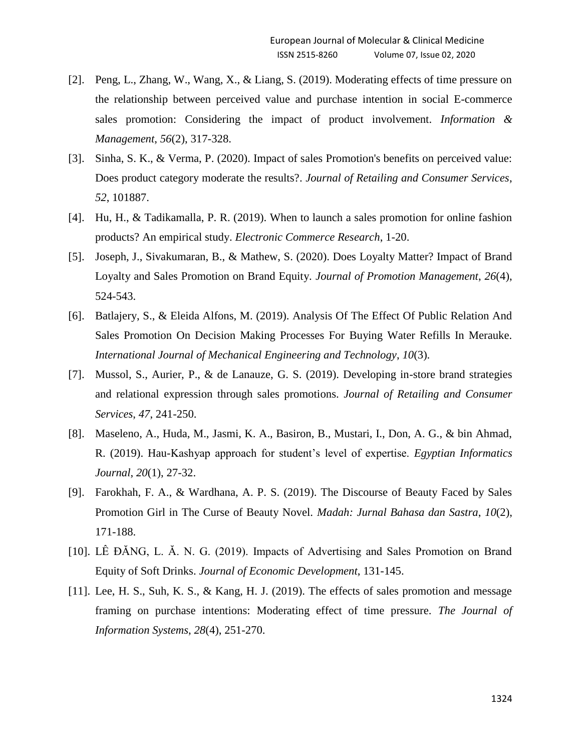[2]. Peng, L., Zhang, W., Wang, X., & Liang, S. (2019). Moderating effects of time pressure on the relationship between perceived value and purchase intention in social E-commerce sales promotion: Considering the impact of product involvement. *Information & Management*, *56*(2), 317-328.

[3]. Sinha, S. K., & Verma, P. (2020). Impact of sales Promotion's benefits on perceived value: Does product category moderate the results?. *Journal of Retailing and Consumer Services*, *52*, 101887.

[4]. Hu, H., & Tadikamalla, P. R. (2019). When to launch a sales promotion for online fashion products? An empirical study. *Electronic Commerce Research*, 1-20.

[5]. Joseph, J., Sivakumaran, B., & Mathew, S. (2020). Does Loyalty Matter? Impact of Brand Loyalty and Sales Promotion on Brand Equity. *Journal of Promotion Management*, *26*(4), 524-543.

[6]. Batlajery, S., & Eleida Alfons, M. (2019). Analysis Of The Effect Of Public Relation And Sales Promotion On Decision Making Processes For Buying Water Refills In Merauke. *International Journal of Mechanical Engineering and Technology*, *10*(3).

[7]. Mussol, S., Aurier, P., & de Lanauze, G. S. (2019). Developing in-store brand strategies and relational expression through sales promotions. *Journal of Retailing and Consumer Services*, *47*, 241-250.

[8]. Maseleno, A., Huda, M., Jasmi, K. A., Basiron, B., Mustari, I., Don, A. G., & bin Ahmad, R. (2019). Hau-Kashyap approach for student's level of expertise. *Egyptian Informatics Journal*, *20*(1), 27-32.

[9]. Farokhah, F. A., & Wardhana, A. P. S. (2019). The Discourse of Beauty Faced by Sales Promotion Girl in The Curse of Beauty Novel. *Madah: Jurnal Bahasa dan Sastra*, *10*(2), 171-188.

[10]. LÊ ĐĂNG, L. Ă. N. G. (2019). Impacts of Advertising and Sales Promotion on Brand Equity of Soft Drinks. *Journal of Economic Development*, 131-145.

[11]. Lee, H. S., Suh, K. S., & Kang, H. J. (2019). The effects of sales promotion and message framing on purchase intentions: Moderating effect of time pressure. *The Journal of Information Systems*, *28*(4), 251-270.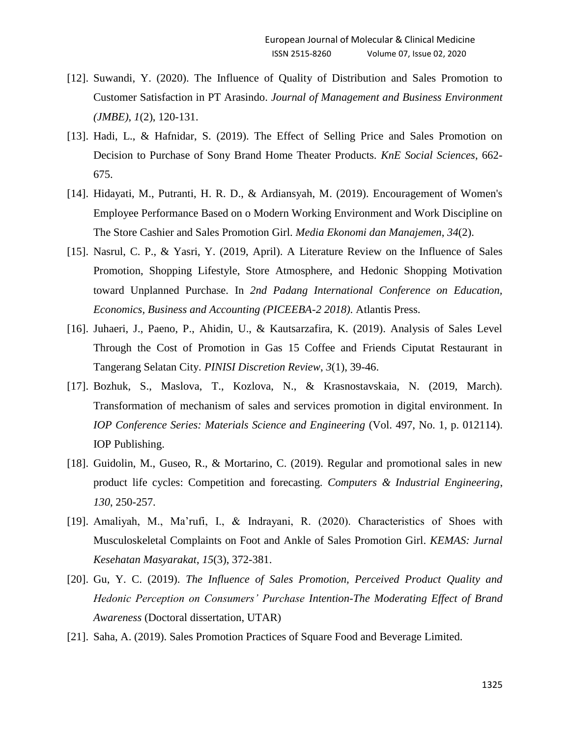[12]. Suwandi, Y. (2020). The Influence of Quality of Distribution and Sales Promotion to Customer Satisfaction in PT Arasindo. *Journal of Management and Business Environment (JMBE)*, *1*(2), 120-131.

[13]. Hadi, L., & Hafnidar, S. (2019). The Effect of Selling Price and Sales Promotion on Decision to Purchase of Sony Brand Home Theater Products. *KnE Social Sciences*, 662-675.

[14]. Hidayati, M., Putranti, H. R. D., & Ardiansyah, M. (2019). Encouragement of Women's Employee Performance Based on o Modern Working Environment and Work Discipline on The Store Cashier and Sales Promotion Girl. *Media Ekonomi dan Manajemen*, *34*(2).

[15]. Nasrul, C. P., & Yasri, Y. (2019, April). A Literature Review on the Influence of Sales Promotion, Shopping Lifestyle, Store Atmosphere, and Hedonic Shopping Motivation toward Unplanned Purchase. In *2nd Padang International Conference on Education, Economics, Business and Accounting (PICEEBA-2 2018)*. Atlantis Press.

[16]. Juhaeri, J., Paeno, P., Ahidin, U., & Kautsarzafira, K. (2019). Analysis of Sales Level Through the Cost of Promotion in Gas 15 Coffee and Friends Ciputat Restaurant in Tangerang Selatan City. *PINISI Discretion Review*, *3*(1), 39-46.

[17]. Bozhuk, S., Maslova, T., Kozlova, N., & Krasnostavskaia, N. (2019, March). Transformation of mechanism of sales and services promotion in digital environment. In *IOP Conference Series: Materials Science and Engineering* (Vol. 497, No. 1, p. 012114). IOP Publishing.

[18]. Guidolin, M., Guseo, R., & Mortarino, C. (2019). Regular and promotional sales in new product life cycles: Competition and forecasting. *Computers & Industrial Engineering*, *130*, 250-257.

[19]. Amaliyah, M., Ma'rufi, I., & Indrayani, R. (2020). Characteristics of Shoes with Musculoskeletal Complaints on Foot and Ankle of Sales Promotion Girl. *KEMAS: Jurnal Kesehatan Masyarakat*, *15*(3), 372-381.

[20]. Gu, Y. C. (2019). *The Influence of Sales Promotion, Perceived Product Quality and Hedonic Perception on Consumers' Purchase Intention-The Moderating Effect of Brand Awareness* (Doctoral dissertation, UTAR)

[21]. Saha, A. (2019). Sales Promotion Practices of Square Food and Beverage Limited.